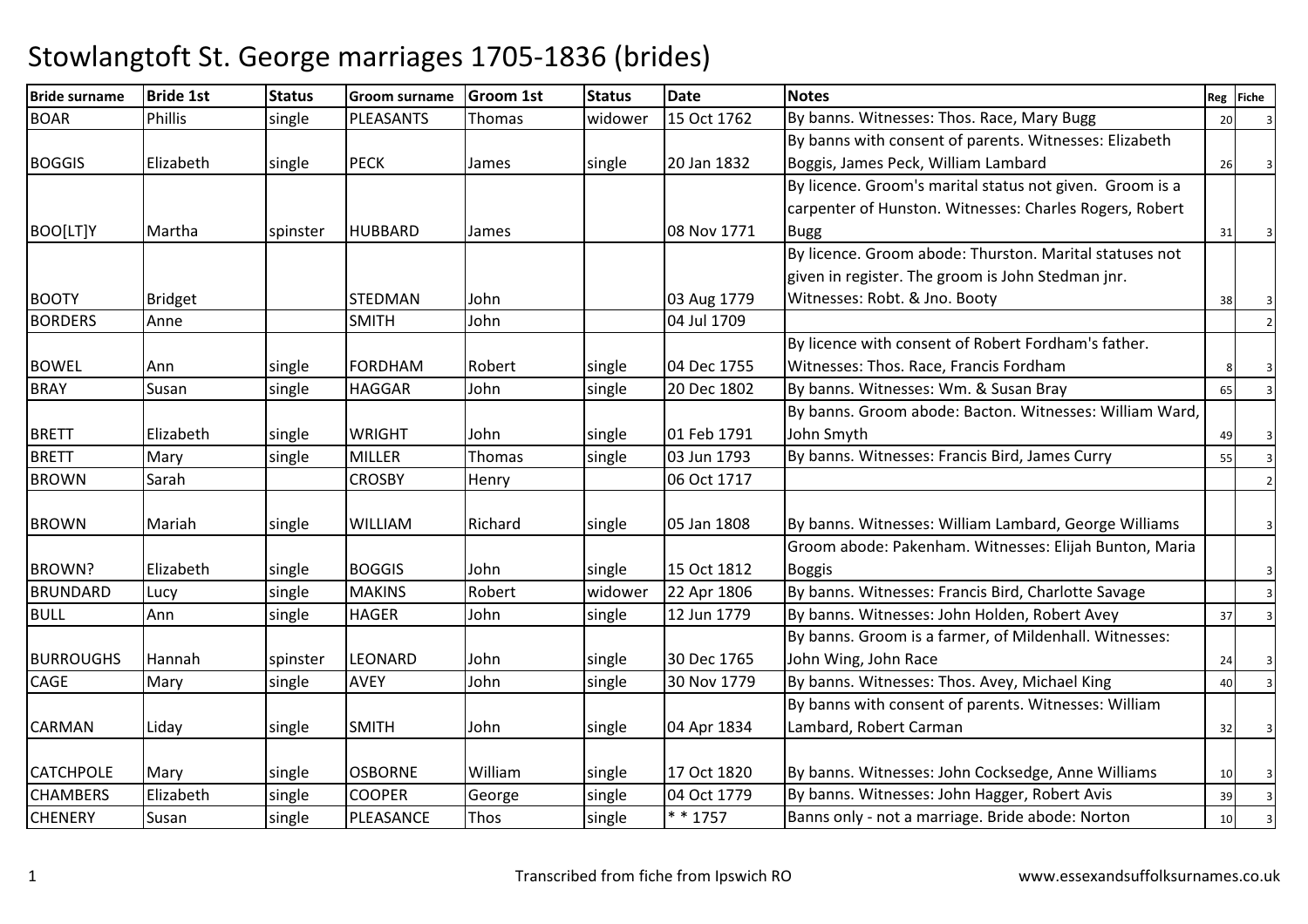# Stowlangtoft St. George marriages 1705-1836 (brides)

| Bride surname | Bride 1st | Status | Groom surname | Groom 1st | Status | Date | Notes | Reg | Fiche |
|---|---|---|---|---|---|---|---|---|---|
| BOAR | Phillis | single | PLEASANTS | Thomas | widower | 15 Oct 1762 | By banns. Witnesses: Thos. Race, Mary Bugg | 20 | 3 |
| BOGGIS | Elizabeth | single | PECK | James | single | 20 Jan 1832 | By banns with consent of parents. Witnesses: Elizabeth Boggis, James Peck, William Lambard | 26 | 3 |
| BOO[LT]Y | Martha | spinster | HUBBARD | James | | 08 Nov 1771 | By licence. Groom's marital status not given. Groom is a carpenter of Hunston. Witnesses: Charles Rogers, Robert Bugg | 31 | 3 |
| BOOTY | Bridget | | STEDMAN | John | | 03 Aug 1779 | By licence. Groom abode: Thurston. Marital statuses not given in register. The groom is John Stedman jnr. Witnesses: Robt. & Jno. Booty | 38 | 3 |
| BORDERS | Anne | | SMITH | John | | 04 Jul 1709 | | | 2 |
| BOWEL | Ann | single | FORDHAM | Robert | single | 04 Dec 1755 | By licence with consent of Robert Fordham's father. Witnesses: Thos. Race, Francis Fordham | 8 | 3 |
| BRAY | Susan | single | HAGGAR | John | single | 20 Dec 1802 | By banns. Witnesses: Wm. & Susan Bray | 65 | 3 |
| BRETT | Elizabeth | single | WRIGHT | John | single | 01 Feb 1791 | By banns. Groom abode: Bacton. Witnesses: William Ward, John Smyth | 49 | 3 |
| BRETT | Mary | single | MILLER | Thomas | single | 03 Jun 1793 | By banns. Witnesses: Francis Bird, James Curry | 55 | 3 |
| BROWN | Sarah | | CROSBY | Henry | | 06 Oct 1717 | | | 2 |
| BROWN | Mariah | single | WILLIAM | Richard | single | 05 Jan 1808 | By banns. Witnesses: William Lambard, George Williams | | 3 |
| BROWN? | Elizabeth | single | BOGGIS | John | single | 15 Oct 1812 | Groom abode: Pakenham. Witnesses: Elijah Bunton, Maria Boggis | | 3 |
| BRUNDARD | Lucy | single | MAKINS | Robert | widower | 22 Apr 1806 | By banns. Witnesses: Francis Bird, Charlotte Savage | | 3 |
| BULL | Ann | single | HAGER | John | single | 12 Jun 1779 | By banns. Witnesses: John Holden, Robert Avey | 37 | 3 |
| BURROUGHS | Hannah | spinster | LEONARD | John | single | 30 Dec 1765 | By banns. Groom is a farmer, of Mildenhall. Witnesses: John Wing, John Race | 24 | 3 |
| CAGE | Mary | single | AVEY | John | single | 30 Nov 1779 | By banns. Witnesses: Thos. Avey, Michael King | 40 | 3 |
| CARMAN | Liday | single | SMITH | John | single | 04 Apr 1834 | By banns with consent of parents. Witnesses: William Lambard, Robert Carman | 32 | 3 |
| CATCHPOLE | Mary | single | OSBORNE | William | single | 17 Oct 1820 | By banns. Witnesses: John Cocksedge, Anne Williams | 10 | 3 |
| CHAMBERS | Elizabeth | single | COOPER | George | single | 04 Oct 1779 | By banns. Witnesses: John Hagger, Robert Avis | 39 | 3 |
| CHENERY | Susan | single | PLEASANCE | Thos | single | * * 1757 | Banns only - not a marriage. Bride abode: Norton | 10 | 3 |

Transcribed from fiche from Ipswich RO — www.essexandsuffolksurnames.co.uk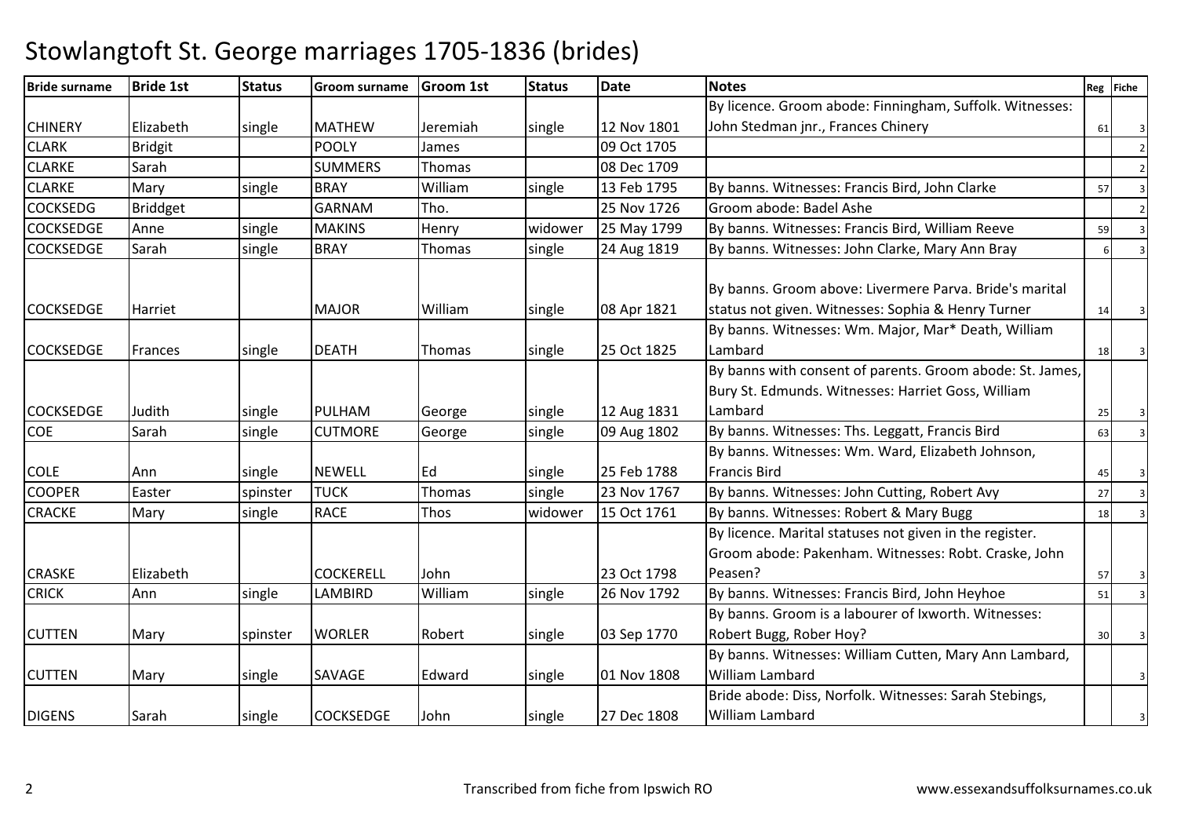# Stowlangtoft St. George marriages 1705-1836 (brides)

| Bride surname | Bride 1st | Status | Groom surname | Groom 1st | Status | Date | Notes | Reg | Fiche |
|---|---|---|---|---|---|---|---|---|---|
| CHINERY | Elizabeth | single | MATHEW | Jeremiah | single | 12 Nov 1801 | By licence. Groom abode: Finningham, Suffolk. Witnesses: John Stedman jnr., Frances Chinery | 61 | 3 |
| CLARK | Bridgit | | POOLY | James | | 09 Oct 1705 | | | 2 |
| CLARKE | Sarah | | SUMMERS | Thomas | | 08 Dec 1709 | | | 2 |
| CLARKE | Mary | single | BRAY | William | single | 13 Feb 1795 | By banns. Witnesses: Francis Bird, John Clarke | 57 | 3 |
| COCKSEDG | Briddget | | GARNAM | Tho. | | 25 Nov 1726 | Groom abode: Badel Ashe | | 2 |
| COCKSEDGE | Anne | single | MAKINS | Henry | widower | 25 May 1799 | By banns. Witnesses: Francis Bird, William Reeve | 59 | 3 |
| COCKSEDGE | Sarah | single | BRAY | Thomas | single | 24 Aug 1819 | By banns. Witnesses: John Clarke, Mary Ann Bray | 6 | 3 |
| COCKSEDGE | Harriet | | MAJOR | William | single | 08 Apr 1821 | By banns. Groom above: Livermere Parva. Bride's marital status not given. Witnesses: Sophia & Henry Turner | 14 | 3 |
| COCKSEDGE | Frances | single | DEATH | Thomas | single | 25 Oct 1825 | By banns. Witnesses: Wm. Major, Mar* Death, William Lambard | 18 | 3 |
| COCKSEDGE | Judith | single | PULHAM | George | single | 12 Aug 1831 | By banns with consent of parents. Groom abode: St. James, Bury St. Edmunds. Witnesses: Harriet Goss, William Lambard | 25 | 3 |
| COE | Sarah | single | CUTMORE | George | single | 09 Aug 1802 | By banns. Witnesses: Ths. Leggatt, Francis Bird | 63 | 3 |
| COLE | Ann | single | NEWELL | Ed | single | 25 Feb 1788 | By banns. Witnesses: Wm. Ward, Elizabeth Johnson, Francis Bird | 45 | 3 |
| COOPER | Easter | spinster | TUCK | Thomas | single | 23 Nov 1767 | By banns. Witnesses: John Cutting, Robert Avy | 27 | 3 |
| CRACKE | Mary | single | RACE | Thos | widower | 15 Oct 1761 | By banns. Witnesses: Robert & Mary Bugg | 18 | 3 |
| CRASKE | Elizabeth | | COCKERELL | John | | 23 Oct 1798 | By licence. Marital statuses not given in the register. Groom abode: Pakenham. Witnesses: Robt. Craske, John Peasen? | 57 | 3 |
| CRICK | Ann | single | LAMBIRD | William | single | 26 Nov 1792 | By banns. Witnesses: Francis Bird, John Heyhoe | 51 | 3 |
| CUTTEN | Mary | spinster | WORLER | Robert | single | 03 Sep 1770 | By banns. Groom is a labourer of Ixworth. Witnesses: Robert Bugg, Rober Hoy? | 30 | 3 |
| CUTTEN | Mary | single | SAVAGE | Edward | single | 01 Nov 1808 | By banns. Witnesses: William Cutten, Mary Ann Lambard, William Lambard | | 3 |
| DIGENS | Sarah | single | COCKSEDGE | John | single | 27 Dec 1808 | Bride abode: Diss, Norfolk. Witnesses: Sarah Stebings, William Lambard | | 3 |

Transcribed from fiche from Ipswich RO

www.essexandsuffolksurnames.co.uk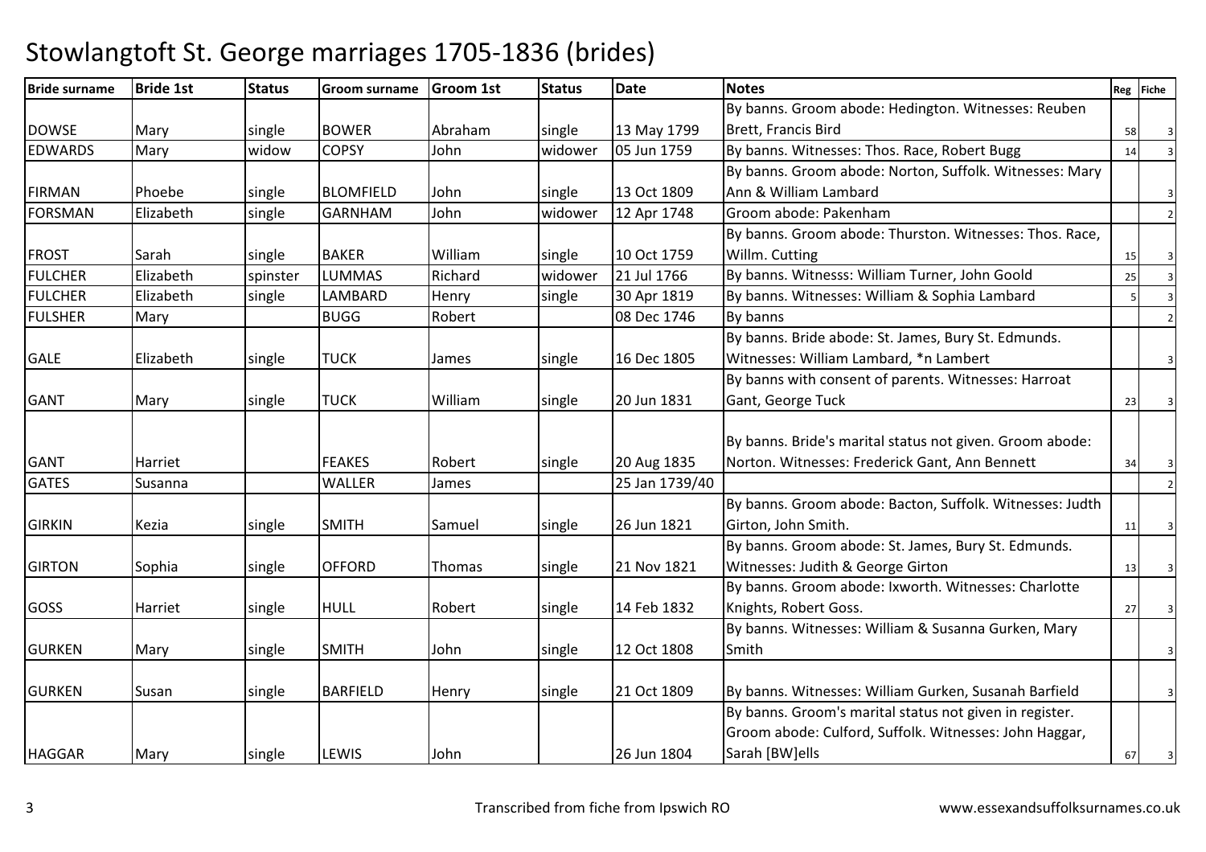# Stowlangtoft St. George marriages 1705-1836 (brides)

| Bride surname | Bride 1st | Status | Groom surname | Groom 1st | Status | Date | Notes | Reg | Fiche |
|---|---|---|---|---|---|---|---|---|---|
| DOWSE | Mary | single | BOWER | Abraham | single | 13 May 1799 | By banns. Groom abode: Hedington. Witnesses: Reuben Brett, Francis Bird | 58 | 3 |
| EDWARDS | Mary | widow | COPSY | John | widower | 05 Jun 1759 | By banns. Witnesses: Thos. Race, Robert Bugg | 14 | 3 |
| FIRMAN | Phoebe | single | BLOMFIELD | John | single | 13 Oct 1809 | By banns. Groom abode: Norton, Suffolk. Witnesses: Mary Ann & William Lambard | | 3 |
| FORSMAN | Elizabeth | single | GARNHAM | John | widower | 12 Apr 1748 | Groom abode: Pakenham | | 2 |
| FROST | Sarah | single | BAKER | William | single | 10 Oct 1759 | By banns. Groom abode: Thurston. Witnesses: Thos. Race, Willm. Cutting | 15 | 3 |
| FULCHER | Elizabeth | spinster | LUMMAS | Richard | widower | 21 Jul 1766 | By banns. Witnesss: William Turner, John Goold | 25 | 3 |
| FULCHER | Elizabeth | single | LAMBARD | Henry | single | 30 Apr 1819 | By banns. Witnesses: William & Sophia Lambard | 5 | 3 |
| FULSHER | Mary | | BUGG | Robert | | 08 Dec 1746 | By banns | | 2 |
| GALE | Elizabeth | single | TUCK | James | single | 16 Dec 1805 | By banns. Bride abode: St. James, Bury St. Edmunds. Witnesses: William Lambard, *n Lambert | | 3 |
| GANT | Mary | single | TUCK | William | single | 20 Jun 1831 | By banns with consent of parents. Witnesses: Harroat Gant, George Tuck | 23 | 3 |
| GANT | Harriet | | FEAKES | Robert | single | 20 Aug 1835 | By banns. Bride's marital status not given. Groom abode: Norton. Witnesses: Frederick Gant, Ann Bennett | 34 | 3 |
| GATES | Susanna | | WALLER | James | | 25 Jan 1739/40 | | | 2 |
| GIRKIN | Kezia | single | SMITH | Samuel | single | 26 Jun 1821 | By banns. Groom abode: Bacton, Suffolk. Witnesses: Judth Girton, John Smith. | 11 | 3 |
| GIRTON | Sophia | single | OFFORD | Thomas | single | 21 Nov 1821 | By banns. Groom abode: St. James, Bury St. Edmunds. Witnesses: Judith & George Girton | 13 | 3 |
| GOSS | Harriet | single | HULL | Robert | single | 14 Feb 1832 | By banns. Groom abode: Ixworth. Witnesses: Charlotte Knights, Robert Goss. | 27 | 3 |
| GURKEN | Mary | single | SMITH | John | single | 12 Oct 1808 | By banns. Witnesses: William & Susanna Gurken, Mary Smith | | 3 |
| GURKEN | Susan | single | BARFIELD | Henry | single | 21 Oct 1809 | By banns. Witnesses: William Gurken, Susanah Barfield | | 3 |
| HAGGAR | Mary | single | LEWIS | John | | 26 Jun 1804 | By banns. Groom's marital status not given in register. Groom abode: Culford, Suffolk. Witnesses: John Haggar, Sarah [BW]ells | 67 | 3 |

Transcribed from fiche from Ipswich RO www.essexandsuffolksurnames.co.uk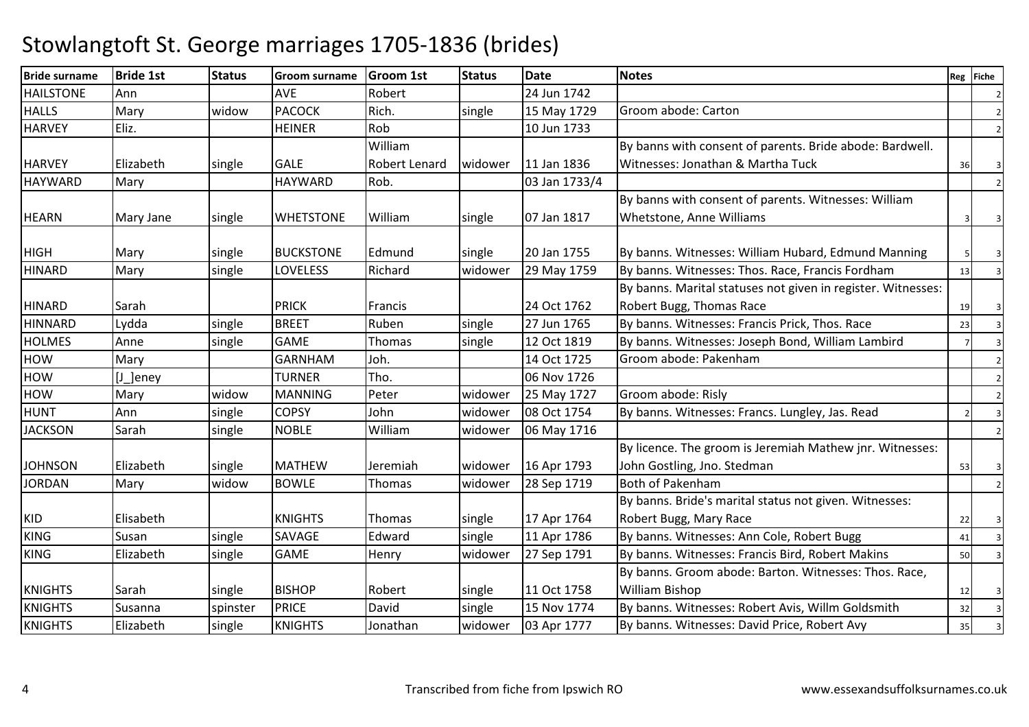# Stowlangtoft St. George marriages 1705-1836 (brides)

| Bride surname | Bride 1st | Status | Groom surname | Groom 1st | Status | Date | Notes | Reg | Fiche |
|---|---|---|---|---|---|---|---|---|---|
| HAILSTONE | Ann | | AVE | Robert | | 24 Jun 1742 | | | 2 |
| HALLS | Mary | widow | PACOCK | Rich. | single | 15 May 1729 | Groom abode: Carton | | 2 |
| HARVEY | Eliz. | | HEINER | Rob | | 10 Jun 1733 | | | 2 |
| HARVEY | Elizabeth | single | GALE | William Robert Lenard | widower | 11 Jan 1836 | By banns with consent of parents. Bride abode: Bardwell. Witnesses: Jonathan & Martha Tuck | 36 | 3 |
| HAYWARD | Mary | | HAYWARD | Rob. | | 03 Jan 1733/4 | | | 2 |
| HEARN | Mary Jane | single | WHETSTONE | William | single | 07 Jan 1817 | By banns with consent of parents. Witnesses: William Whetstone, Anne Williams | 3 | 3 |
| HIGH | Mary | single | BUCKSTONE | Edmund | single | 20 Jan 1755 | By banns. Witnesses: William Hubard, Edmund Manning | 5 | 3 |
| HINARD | Mary | single | LOVELESS | Richard | widower | 29 May 1759 | By banns. Witnesses: Thos. Race, Francis Fordham | 13 | 3 |
| HINARD | Sarah | | PRICK | Francis | | 24 Oct 1762 | By banns. Marital statuses not given in register. Witnesses: Robert Bugg, Thomas Race | 19 | 3 |
| HINNARD | Lydda | single | BREET | Ruben | single | 27 Jun 1765 | By banns. Witnesses: Francis Prick, Thos. Race | 23 | 3 |
| HOLMES | Anne | single | GAME | Thomas | single | 12 Oct 1819 | By banns. Witnesses: Joseph Bond, William Lambird | 7 | 3 |
| HOW | Mary | | GARNHAM | Joh. | | 14 Oct 1725 | Groom abode: Pakenham | | 2 |
| HOW | [J_]eney | | TURNER | Tho. | | 06 Nov 1726 | | | 2 |
| HOW | Mary | widow | MANNING | Peter | widower | 25 May 1727 | Groom abode: Risly | | 2 |
| HUNT | Ann | single | COPSY | John | widower | 08 Oct 1754 | By banns. Witnesses: Francs. Lungley, Jas. Read | 2 | 3 |
| JACKSON | Sarah | single | NOBLE | William | widower | 06 May 1716 | | | 2 |
| JOHNSON | Elizabeth | single | MATHEW | Jeremiah | widower | 16 Apr 1793 | By licence. The groom is Jeremiah Mathew jnr. Witnesses: John Gostling, Jno. Stedman | 53 | 3 |
| JORDAN | Mary | widow | BOWLE | Thomas | widower | 28 Sep 1719 | Both of Pakenham | | 2 |
| KID | Elisabeth | | KNIGHTS | Thomas | single | 17 Apr 1764 | By banns. Bride's marital status not given. Witnesses: Robert Bugg, Mary Race | 22 | 3 |
| KING | Susan | single | SAVAGE | Edward | single | 11 Apr 1786 | By banns. Witnesses: Ann Cole, Robert Bugg | 41 | 3 |
| KING | Elizabeth | single | GAME | Henry | widower | 27 Sep 1791 | By banns. Witnesses: Francis Bird, Robert Makins | 50 | 3 |
| KNIGHTS | Sarah | single | BISHOP | Robert | single | 11 Oct 1758 | By banns. Groom abode: Barton. Witnesses: Thos. Race, William Bishop | 12 | 3 |
| KNIGHTS | Susanna | spinster | PRICE | David | single | 15 Nov 1774 | By banns. Witnesses: Robert Avis, Willm Goldsmith | 32 | 3 |
| KNIGHTS | Elizabeth | single | KNIGHTS | Jonathan | widower | 03 Apr 1777 | By banns. Witnesses: David Price, Robert Avy | 35 | 3 |

Transcribed from fiche from Ipswich RO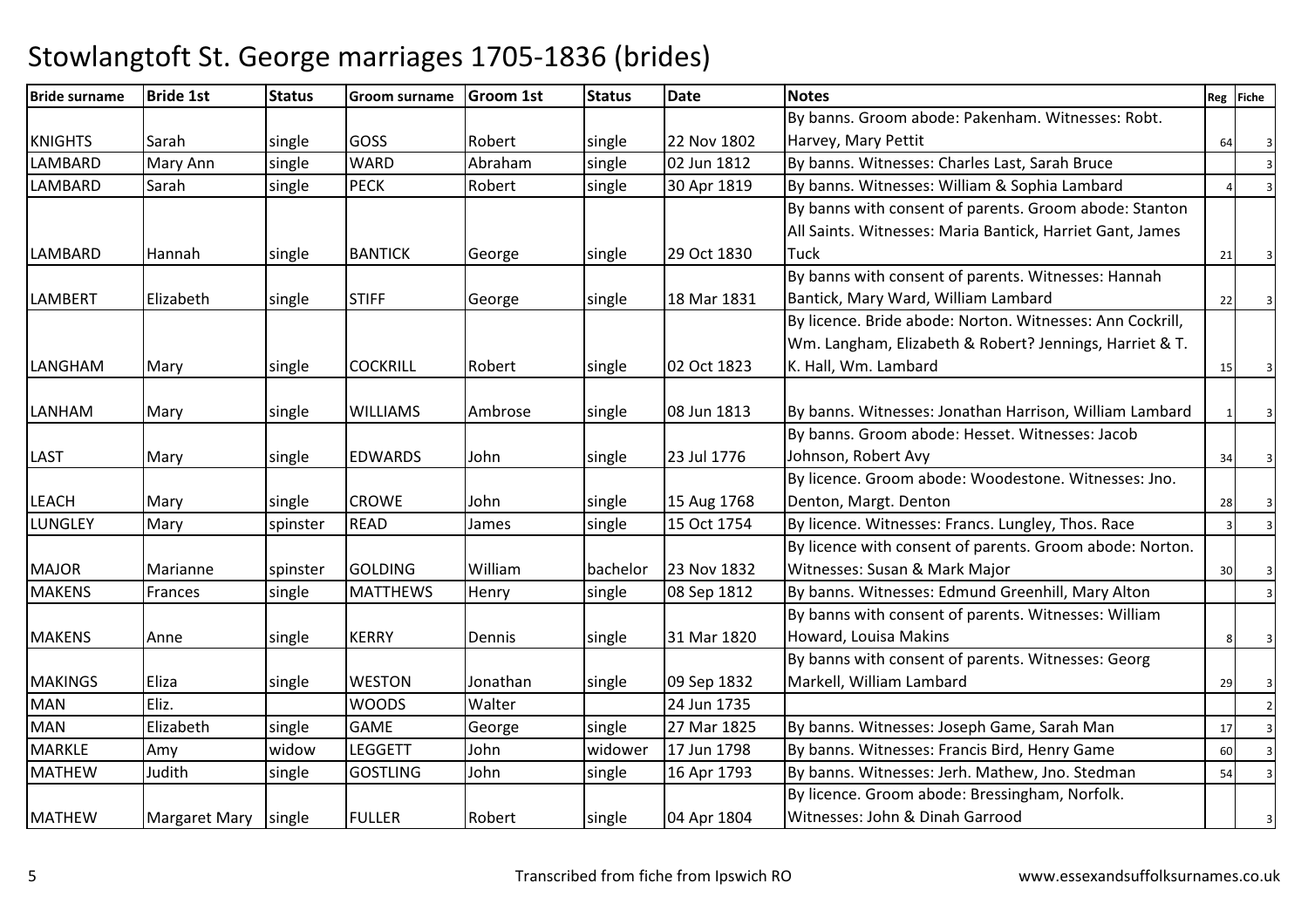# Stowlangtoft St. George marriages 1705-1836 (brides)

| Bride surname | Bride 1st | Status | Groom surname | Groom 1st | Status | Date | Notes | Reg | Fiche |
|---|---|---|---|---|---|---|---|---|---|
| KNIGHTS | Sarah | single | GOSS | Robert | single | 22 Nov 1802 | By banns. Groom abode: Pakenham. Witnesses: Robt. Harvey, Mary Pettit | 64 | 3 |
| LAMBARD | Mary Ann | single | WARD | Abraham | single | 02 Jun 1812 | By banns. Witnesses: Charles Last, Sarah Bruce | | 3 |
| LAMBARD | Sarah | single | PECK | Robert | single | 30 Apr 1819 | By banns. Witnesses: William & Sophia Lambard | 4 | 3 |
| LAMBARD | Hannah | single | BANTICK | George | single | 29 Oct 1830 | By banns with consent of parents. Groom abode: Stanton All Saints. Witnesses: Maria Bantick, Harriet Gant, James Tuck | 21 | 3 |
| LAMBERT | Elizabeth | single | STIFF | George | single | 18 Mar 1831 | By banns with consent of parents. Witnesses: Hannah Bantick, Mary Ward, William Lambard | 22 | 3 |
| LANGHAM | Mary | single | COCKRILL | Robert | single | 02 Oct 1823 | By licence. Bride abode: Norton. Witnesses: Ann Cockrill, Wm. Langham, Elizabeth & Robert? Jennings, Harriet & T. K. Hall, Wm. Lambard | 15 | 3 |
| LANHAM | Mary | single | WILLIAMS | Ambrose | single | 08 Jun 1813 | By banns. Witnesses: Jonathan Harrison, William Lambard | 1 | 3 |
| LAST | Mary | single | EDWARDS | John | single | 23 Jul 1776 | By banns. Groom abode: Hesset. Witnesses: Jacob Johnson, Robert Avy | 34 | 3 |
| LEACH | Mary | single | CROWE | John | single | 15 Aug 1768 | By licence. Groom abode: Woodestone. Witnesses: Jno. Denton, Margt. Denton | 28 | 3 |
| LUNGLEY | Mary | spinster | READ | James | single | 15 Oct 1754 | By licence. Witnesses: Francs. Lungley, Thos. Race | 3 | 3 |
| MAJOR | Marianne | spinster | GOLDING | William | bachelor | 23 Nov 1832 | By licence with consent of parents. Groom abode: Norton. Witnesses: Susan & Mark Major | 30 | 3 |
| MAKENS | Frances | single | MATTHEWS | Henry | single | 08 Sep 1812 | By banns. Witnesses: Edmund Greenhill, Mary Alton | | 3 |
| MAKENS | Anne | single | KERRY | Dennis | single | 31 Mar 1820 | By banns with consent of parents. Witnesses: William Howard, Louisa Makins | 8 | 3 |
| MAKINGS | Eliza | single | WESTON | Jonathan | single | 09 Sep 1832 | By banns with consent of parents. Witnesses: Georg Markell, William Lambard | 29 | 3 |
| MAN | Eliz. | | WOODS | Walter | | 24 Jun 1735 | | | 2 |
| MAN | Elizabeth | single | GAME | George | single | 27 Mar 1825 | By banns. Witnesses: Joseph Game, Sarah Man | 17 | 3 |
| MARKLE | Amy | widow | LEGGETT | John | widower | 17 Jun 1798 | By banns. Witnesses: Francis Bird, Henry Game | 60 | 3 |
| MATHEW | Judith | single | GOSTLING | John | single | 16 Apr 1793 | By banns. Witnesses: Jerh. Mathew, Jno. Stedman | 54 | 3 |
| MATHEW | Margaret Mary | single | FULLER | Robert | single | 04 Apr 1804 | By licence. Groom abode: Bressingham, Norfolk. Witnesses: John & Dinah Garrood | | 3 |

Transcribed from fiche from Ipswich RO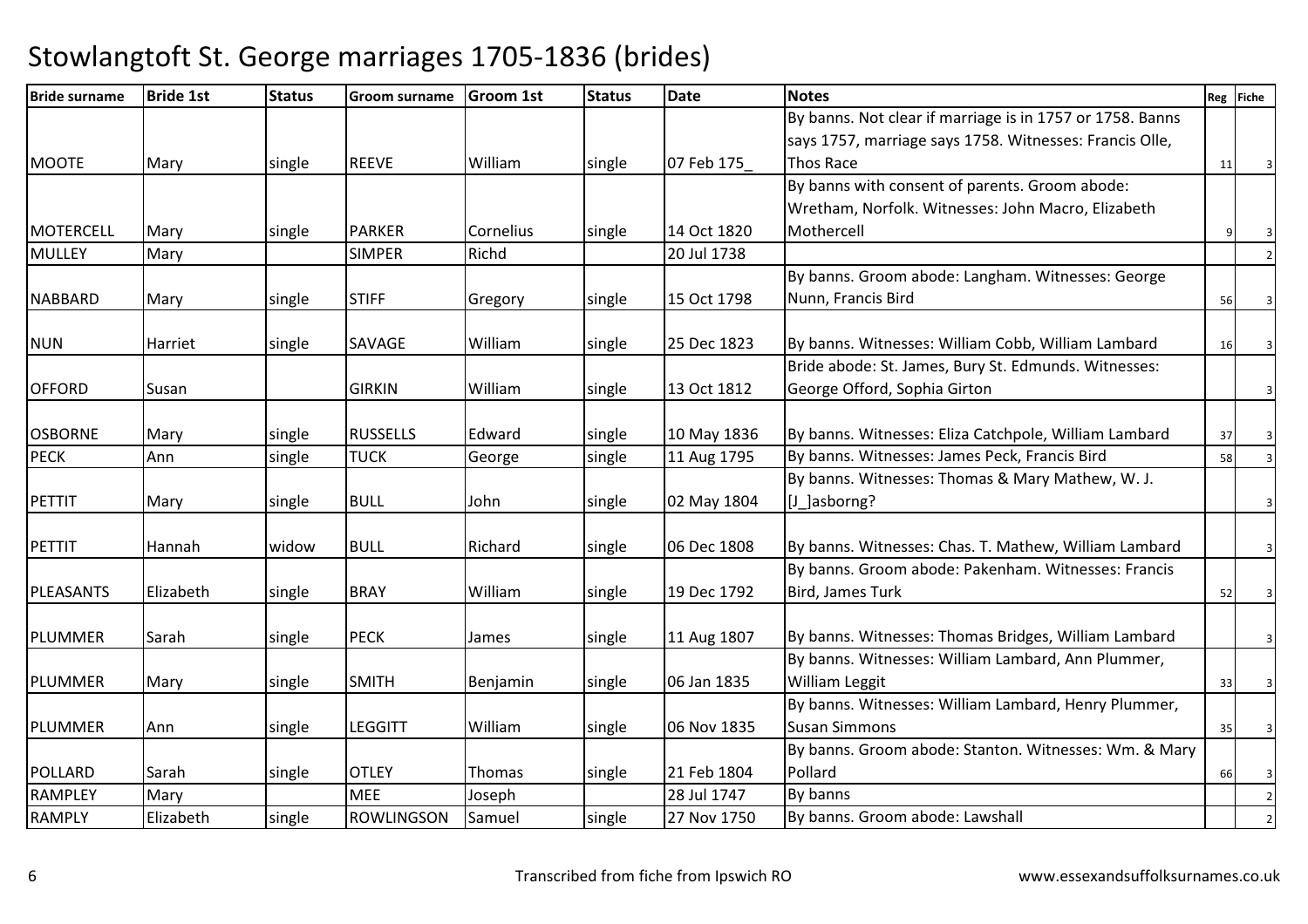# Stowlangtoft St. George marriages 1705-1836 (brides)

| Bride surname | Bride 1st | Status | Groom surname | Groom 1st | Status | Date | Notes | Reg | Fiche |
|---|---|---|---|---|---|---|---|---|---|
| MOOTE | Mary | single | REEVE | William | single | 07 Feb 175_ | By banns. Not clear if marriage is in 1757 or 1758. Banns says 1757, marriage says 1758. Witnesses: Francis Olle, Thos Race | 11 | 3 |
| MOTERCELL | Mary | single | PARKER | Cornelius | single | 14 Oct 1820 | By banns with consent of parents. Groom abode: Wretham, Norfolk. Witnesses: John Macro, Elizabeth Mothercell | 9 | 3 |
| MULLEY | Mary | | SIMPER | Richd | | 20 Jul 1738 | | | 2 |
| NABBARD | Mary | single | STIFF | Gregory | single | 15 Oct 1798 | By banns. Groom abode: Langham. Witnesses: George Nunn, Francis Bird | 56 | 3 |
| NUN | Harriet | single | SAVAGE | William | single | 25 Dec 1823 | By banns. Witnesses: William Cobb, William Lambard | 16 | 3 |
| OFFORD | Susan | | GIRKIN | William | single | 13 Oct 1812 | Bride abode: St. James, Bury St. Edmunds. Witnesses: George Offord, Sophia Girton | | 3 |
| OSBORNE | Mary | single | RUSSELLS | Edward | single | 10 May 1836 | By banns. Witnesses: Eliza Catchpole, William Lambard | 37 | 3 |
| PECK | Ann | single | TUCK | George | single | 11 Aug 1795 | By banns. Witnesses: James Peck, Francis Bird | 58 | 3 |
| PETTIT | Mary | single | BULL | John | single | 02 May 1804 | By banns. Witnesses: Thomas & Mary Mathew, W. J. [J_]asborng? | | 3 |
| PETTIT | Hannah | widow | BULL | Richard | single | 06 Dec 1808 | By banns. Witnesses: Chas. T. Mathew, William Lambard | | 3 |
| PLEASANTS | Elizabeth | single | BRAY | William | single | 19 Dec 1792 | By banns. Groom abode: Pakenham. Witnesses: Francis Bird, James Turk | 52 | 3 |
| PLUMMER | Sarah | single | PECK | James | single | 11 Aug 1807 | By banns. Witnesses: Thomas Bridges, William Lambard | | 3 |
| PLUMMER | Mary | single | SMITH | Benjamin | single | 06 Jan 1835 | By banns. Witnesses: William Lambard, Ann Plummer, William Leggit | 33 | 3 |
| PLUMMER | Ann | single | LEGGITT | William | single | 06 Nov 1835 | By banns. Witnesses: William Lambard, Henry Plummer, Susan Simmons | 35 | 3 |
| POLLARD | Sarah | single | OTLEY | Thomas | single | 21 Feb 1804 | By banns. Groom abode: Stanton. Witnesses: Wm. & Mary Pollard | 66 | 3 |
| RAMPLEY | Mary | | MEE | Joseph | | 28 Jul 1747 | By banns | | 2 |
| RAMPLY | Elizabeth | single | ROWLINGSON | Samuel | single | 27 Nov 1750 | By banns. Groom abode: Lawshall | | 2 |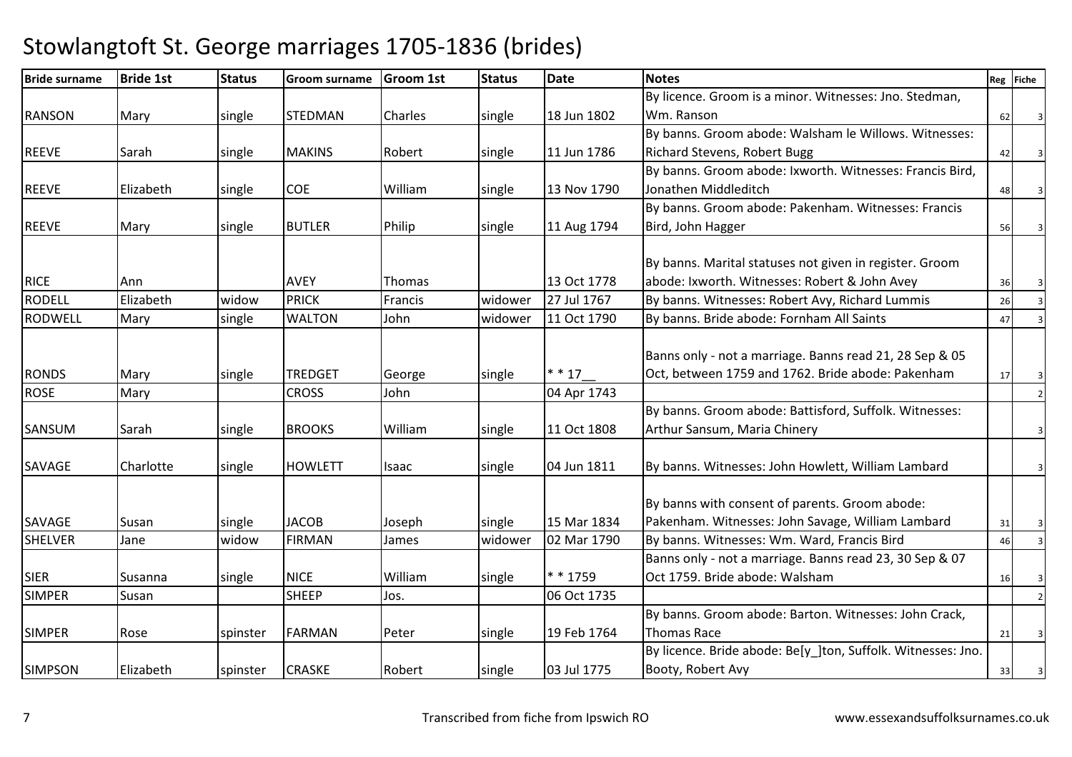# Stowlangtoft St. George marriages 1705-1836 (brides)

| Bride surname | Bride 1st | Status | Groom surname | Groom 1st | Status | Date | Notes | Reg | Fiche |
|---|---|---|---|---|---|---|---|---|---|
| RANSON | Mary | single | STEDMAN | Charles | single | 18 Jun 1802 | By licence. Groom is a minor. Witnesses: Jno. Stedman, Wm. Ranson | 62 | 3 |
| REEVE | Sarah | single | MAKINS | Robert | single | 11 Jun 1786 | By banns. Groom abode: Walsham le Willows. Witnesses: Richard Stevens, Robert Bugg | 42 | 3 |
| REEVE | Elizabeth | single | COE | William | single | 13 Nov 1790 | By banns. Groom abode: Ixworth. Witnesses: Francis Bird, Jonathen Middleditch | 48 | 3 |
| REEVE | Mary | single | BUTLER | Philip | single | 11 Aug 1794 | By banns. Groom abode: Pakenham. Witnesses: Francis Bird, John Hagger | 56 | 3 |
| RICE | Ann | | AVEY | Thomas | | 13 Oct 1778 | By banns. Marital statuses not given in register. Groom abode: Ixworth. Witnesses: Robert & John Avey | 36 | 3 |
| RODELL | Elizabeth | widow | PRICK | Francis | widower | 27 Jul 1767 | By banns. Witnesses: Robert Avy, Richard Lummis | 26 | 3 |
| RODWELL | Mary | single | WALTON | John | widower | 11 Oct 1790 | By banns. Bride abode: Fornham All Saints | 47 | 3 |
| RONDS | Mary | single | TREDGET | George | single | * * 17__ | Banns only - not a marriage. Banns read 21, 28 Sep & 05 Oct, between 1759 and 1762. Bride abode: Pakenham | 17 | 3 |
| ROSE | Mary | | CROSS | John | | 04 Apr 1743 | | | 2 |
| SANSUM | Sarah | single | BROOKS | William | single | 11 Oct 1808 | By banns. Groom abode: Battisford, Suffolk. Witnesses: Arthur Sansum, Maria Chinery | | 3 |
| SAVAGE | Charlotte | single | HOWLETT | Isaac | single | 04 Jun 1811 | By banns. Witnesses: John Howlett, William Lambard | | 3 |
| SAVAGE | Susan | single | JACOB | Joseph | single | 15 Mar 1834 | By banns with consent of parents. Groom abode: Pakenham. Witnesses: John Savage, William Lambard | 31 | 3 |
| SHELVER | Jane | widow | FIRMAN | James | widower | 02 Mar 1790 | By banns. Witnesses: Wm. Ward, Francis Bird | 46 | 3 |
| SIER | Susanna | single | NICE | William | single | * * 1759 | Banns only - not a marriage. Banns read 23, 30 Sep & 07 Oct 1759. Bride abode: Walsham | 16 | 3 |
| SIMPER | Susan | | SHEEP | Jos. | | 06 Oct 1735 | | | 2 |
| SIMPER | Rose | spinster | FARMAN | Peter | single | 19 Feb 1764 | By banns. Groom abode: Barton. Witnesses: John Crack, Thomas Race | 21 | 3 |
| SIMPSON | Elizabeth | spinster | CRASKE | Robert | single | 03 Jul 1775 | By licence. Bride abode: Be[y_]ton, Suffolk. Witnesses: Jno. Booty, Robert Avy | 33 | 3 |

Transcribed from fiche from Ipswich RO www.essexandsuffolksurnames.co.uk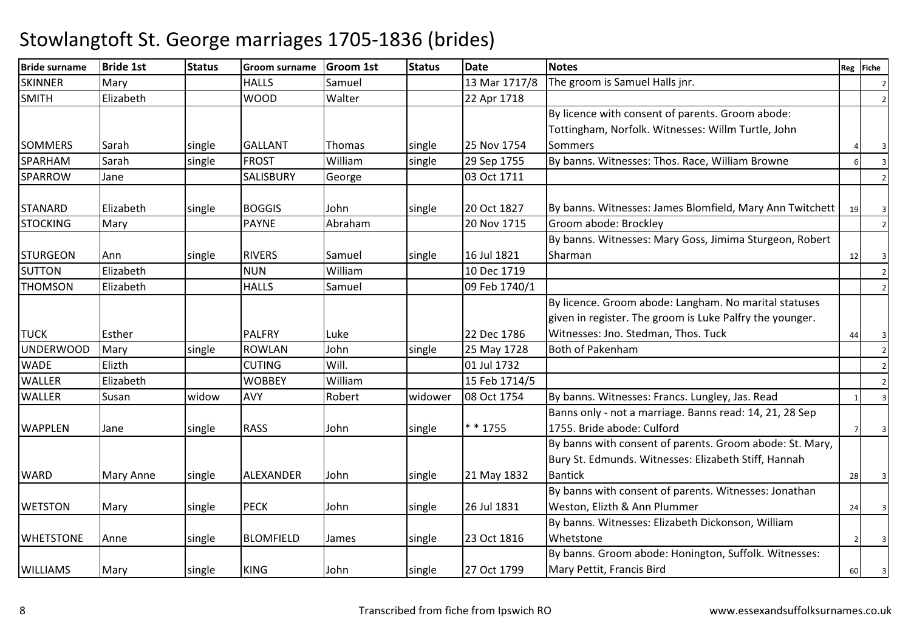# Stowlangtoft St. George marriages 1705-1836 (brides)

| Bride surname | Bride 1st | Status | Groom surname | Groom 1st | Status | Date | Notes | Reg | Fiche |
|---|---|---|---|---|---|---|---|---|---|
| SKINNER | Mary | | HALLS | Samuel | | 13 Mar 1717/8 | The groom is Samuel Halls jnr. | | 2 |
| SMITH | Elizabeth | | WOOD | Walter | | 22 Apr 1718 | | | 2 |
| SOMMERS | Sarah | single | GALLANT | Thomas | single | 25 Nov 1754 | By licence with consent of parents. Groom abode: Tottingham, Norfolk. Witnesses: Willm Turtle, John Sommers | 4 | 3 |
| SPARHAM | Sarah | single | FROST | William | single | 29 Sep 1755 | By banns. Witnesses: Thos. Race, William Browne | 6 | 3 |
| SPARROW | Jane | | SALISBURY | George | | 03 Oct 1711 | | | 2 |
| STANARD | Elizabeth | single | BOGGIS | John | single | 20 Oct 1827 | By banns. Witnesses: James Blomfield, Mary Ann Twitchett | 19 | 3 |
| STOCKING | Mary | | PAYNE | Abraham | | 20 Nov 1715 | Groom abode: Brockley | | 2 |
| STURGEON | Ann | single | RIVERS | Samuel | single | 16 Jul 1821 | By banns. Witnesses: Mary Goss, Jimima Sturgeon, Robert Sharman | 12 | 3 |
| SUTTON | Elizabeth | | NUN | William | | 10 Dec 1719 | | | 2 |
| THOMSON | Elizabeth | | HALLS | Samuel | | 09 Feb 1740/1 | | | 2 |
| TUCK | Esther | | PALFRY | Luke | | 22 Dec 1786 | By licence. Groom abode: Langham. No marital statuses given in register. The groom is Luke Palfry the younger. Witnesses: Jno. Stedman, Thos. Tuck | 44 | 3 |
| UNDERWOOD | Mary | single | ROWLAN | John | single | 25 May 1728 | Both of Pakenham | | 2 |
| WADE | Elizth | | CUTING | Will. | | 01 Jul 1732 | | | 2 |
| WALLER | Elizabeth | | WOBBEY | William | | 15 Feb 1714/5 | | | 2 |
| WALLER | Susan | widow | AVY | Robert | widower | 08 Oct 1754 | By banns. Witnesses: Francs. Lungley, Jas. Read | 1 | 3 |
| WAPPLEN | Jane | single | RASS | John | single | * * 1755 | Banns only - not a marriage. Banns read: 14, 21, 28 Sep 1755. Bride abode: Culford | 7 | 3 |
| WARD | Mary Anne | single | ALEXANDER | John | single | 21 May 1832 | By banns with consent of parents. Groom abode: St. Mary, Bury St. Edmunds. Witnesses: Elizabeth Stiff, Hannah Bantick | 28 | 3 |
| WETSTON | Mary | single | PECK | John | single | 26 Jul 1831 | By banns with consent of parents. Witnesses: Jonathan Weston, Elizth & Ann Plummer | 24 | 3 |
| WHETSTONE | Anne | single | BLOMFIELD | James | single | 23 Oct 1816 | By banns. Witnesses: Elizabeth Dickonson, William Whetstone | 2 | 3 |
| WILLIAMS | Mary | single | KING | John | single | 27 Oct 1799 | By banns. Groom abode: Honington, Suffolk. Witnesses: Mary Pettit, Francis Bird | 60 | 3 |

Transcribed from fiche from Ipswich RO www.essexandsuffolksurnames.co.uk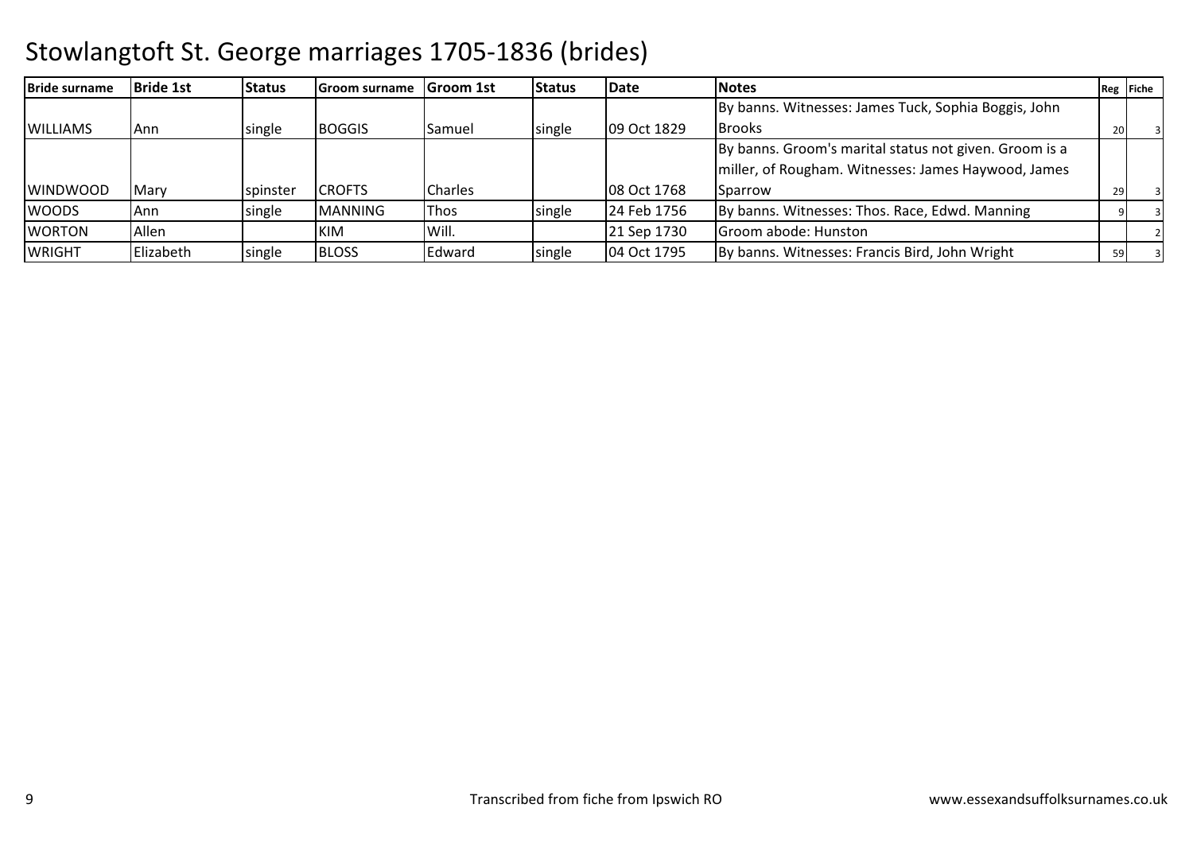# Stowlangtoft St. George marriages 1705-1836 (brides)

| Bride surname | Bride 1st | Status | Groom surname | Groom 1st | Status | Date | Notes | Reg | Fiche |
|---|---|---|---|---|---|---|---|---|---|
| WILLIAMS | Ann | single | BOGGIS | Samuel | single | 09 Oct 1829 | By banns. Witnesses: James Tuck, Sophia Boggis, John Brooks | 20 | 3 |
| WINDWOOD | Mary | spinster | CROFTS | Charles | | 08 Oct 1768 | By banns. Groom's marital status not given. Groom is a miller, of Rougham. Witnesses: James Haywood, James Sparrow | 29 | 3 |
| WOODS | Ann | single | MANNING | Thos | single | 24 Feb 1756 | By banns. Witnesses: Thos. Race, Edwd. Manning | 9 | 3 |
| WORTON | Allen | | KIM | Will. | | 21 Sep 1730 | Groom abode: Hunston | | 2 |
| WRIGHT | Elizabeth | single | BLOSS | Edward | single | 04 Oct 1795 | By banns. Witnesses: Francis Bird, John Wright | 59 | 3 |

Transcribed from fiche from Ipswich RO

www.essexandsuffolksurnames.co.uk